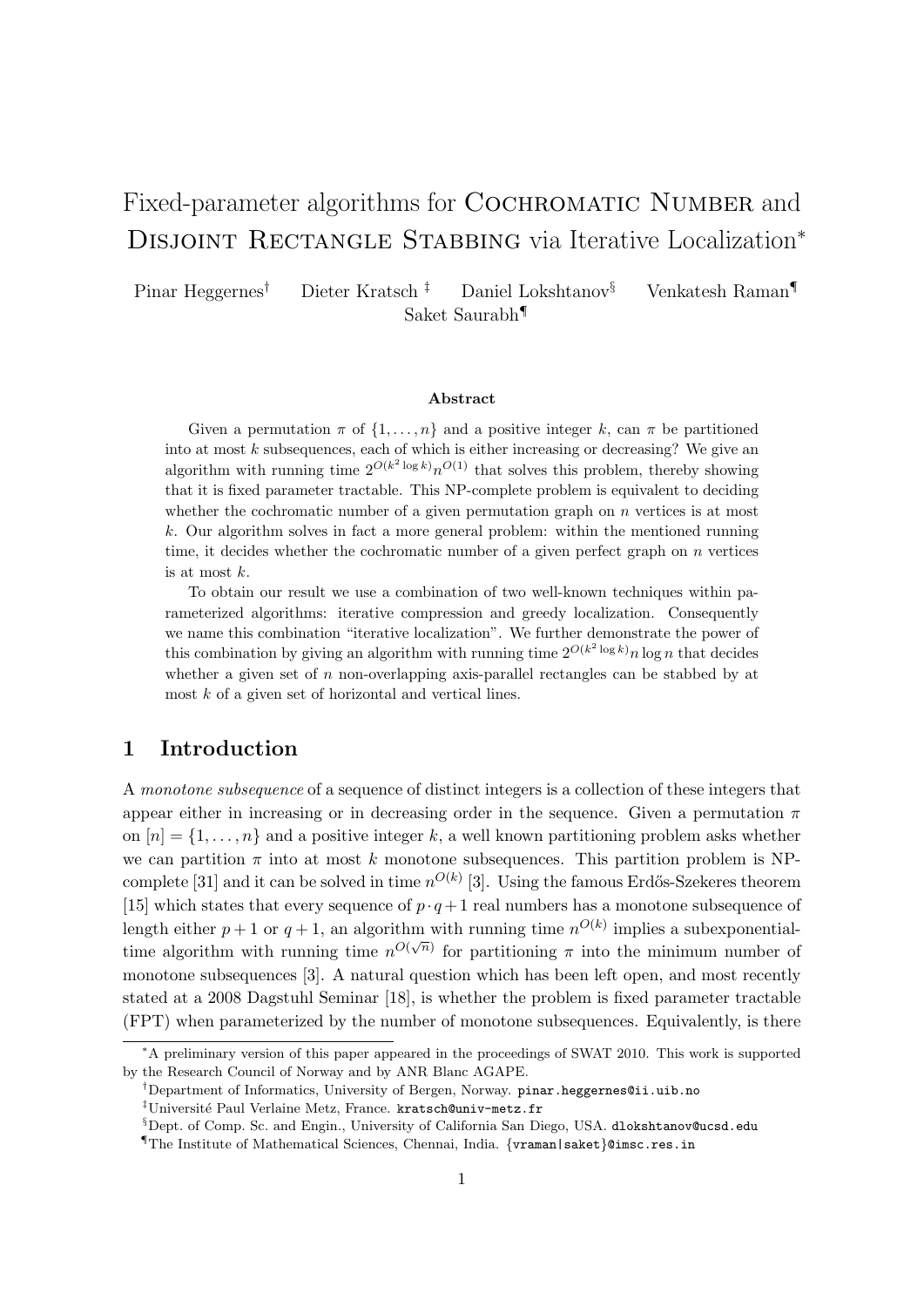# Fixed-parameter algorithms for Cochromatic Number and Disjoint Rectangle Stabbing via Iterative Localization*

Pinar Heggernes[†] Dieter Kratsch[‡] Daniel Lokshtanov[§] Venkatesh Raman[¶] Saket Saurabh[¶]

### Abstract

Given a permutation $\pi$ of $\{1, \ldots, n\}$ and a positive integer $k$, can $\pi$ be partitioned into at most $k$ subsequences, each of which is either increasing or decreasing? We give an algorithm with running time $2^{O(k^2 \log k)} n^{O(1)}$ that solves this problem, thereby showing that it is fixed parameter tractable. This NP-complete problem is equivalent to deciding whether the cochromatic number of a given permutation graph on $n$ vertices is at most $k$. Our algorithm solves in fact a more general problem: within the mentioned running time, it decides whether the cochromatic number of a given perfect graph on $n$ vertices is at most $k$.

To obtain our result we use a combination of two well-known techniques within parameterized algorithms: iterative compression and greedy localization. Consequently we name this combination "iterative localization". We further demonstrate the power of this combination by giving an algorithm with running time $2^{O(k^2 \log k)} n \log n$ that decides whether a given set of $n$ non-overlapping axis-parallel rectangles can be stabbed by at most $k$ of a given set of horizontal and vertical lines.

## 1 Introduction

A *monotone subsequence* of a sequence of distinct integers is a collection of these integers that appear either in increasing or in decreasing order in the sequence. Given a permutation $\pi$ on $[n] = \{1, \ldots, n\}$ and a positive integer $k$, a well known partitioning problem asks whether we can partition $\pi$ into at most $k$ monotone subsequences. This partition problem is NP-complete [31] and it can be solved in time $n^{O(k)}$ [3]. Using the famous Erdős-Szekeres theorem [15] which states that every sequence of $p \cdot q + 1$ real numbers has a monotone subsequence of length either $p + 1$ or $q + 1$, an algorithm with running time $n^{O(k)}$ implies a subexponential-time algorithm with running time $n^{O(\sqrt{n})}$ for partitioning $\pi$ into the minimum number of monotone subsequences [3]. A natural question which has been left open, and most recently stated at a 2008 Dagstuhl Seminar [18], is whether the problem is fixed parameter tractable (FPT) when parameterized by the number of monotone subsequences. Equivalently, is there

---

*A preliminary version of this paper appeared in the proceedings of SWAT 2010. This work is supported by the Research Council of Norway and by ANR Blanc AGAPE.

[†]Department of Informatics, University of Bergen, Norway. pinar.heggernes@ii.uib.no

[‡]Université Paul Verlaine Metz, France. kratsch@univ-metz.fr

[§]Dept. of Comp. Sc. and Engin., University of California San Diego, USA. dlokshtanov@ucsd.edu

[¶]The Institute of Mathematical Sciences, Chennai, India. {vraman|saket}@imsc.res.in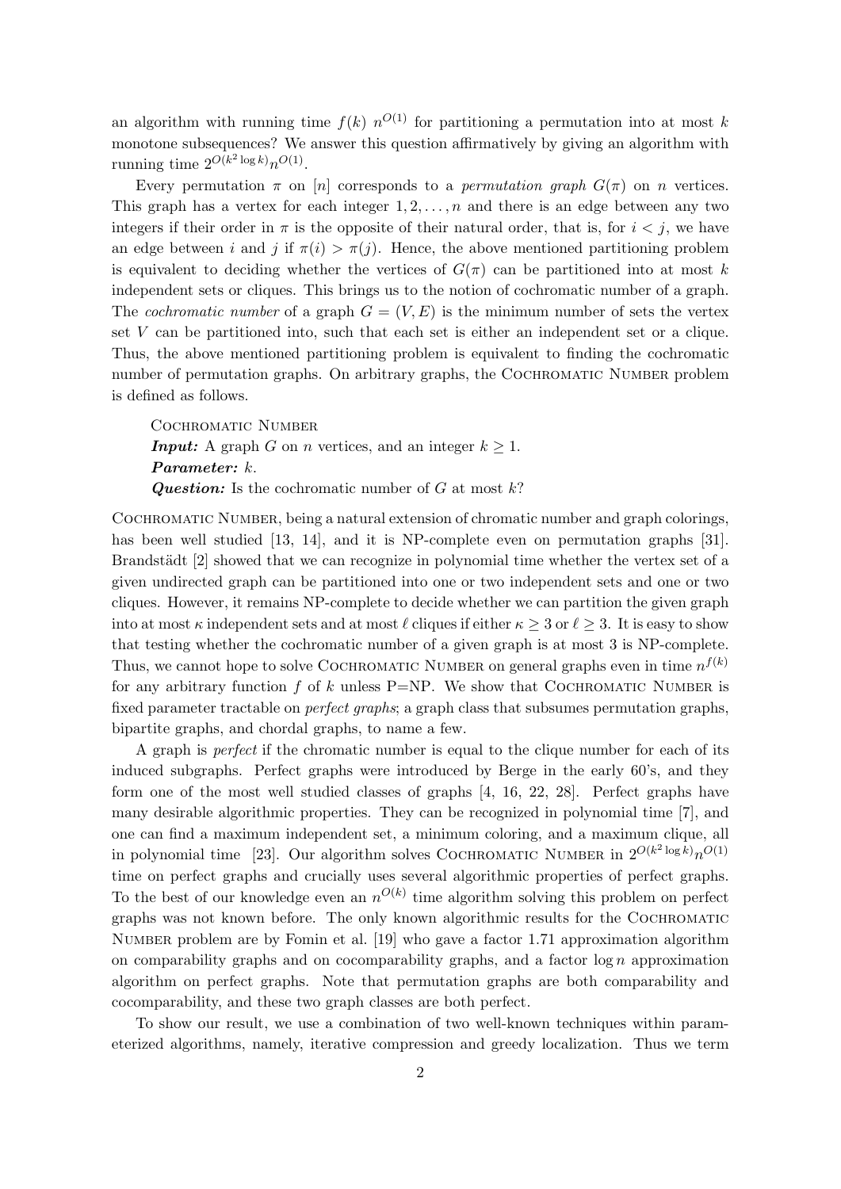an algorithm with running time $f(k)\ n^{O(1)}$ for partitioning a permutation into at most $k$ monotone subsequences? We answer this question affirmatively by giving an algorithm with running time $2^{O(k^2 \log k)} n^{O(1)}$.

Every permutation $\pi$ on $[n]$ corresponds to a *permutation graph* $G(\pi)$ on $n$ vertices. This graph has a vertex for each integer $1, 2, \ldots, n$ and there is an edge between any two integers if their order in $\pi$ is the opposite of their natural order, that is, for $i < j$, we have an edge between $i$ and $j$ if $\pi(i) > \pi(j)$. Hence, the above mentioned partitioning problem is equivalent to deciding whether the vertices of $G(\pi)$ can be partitioned into at most $k$ independent sets or cliques. This brings us to the notion of cochromatic number of a graph. The *cochromatic number* of a graph $G = (V, E)$ is the minimum number of sets the vertex set $V$ can be partitioned into, such that each set is either an independent set or a clique. Thus, the above mentioned partitioning problem is equivalent to finding the cochromatic number of permutation graphs. On arbitrary graphs, the Cochromatic Number problem is defined as follows.

> Cochromatic Number
> ***Input:*** A graph $G$ on $n$ vertices, and an integer $k \geq 1$.
> ***Parameter:*** $k$.
> ***Question:*** Is the cochromatic number of $G$ at most $k$?

Cochromatic Number, being a natural extension of chromatic number and graph colorings, has been well studied [13, 14], and it is NP-complete even on permutation graphs [31]. Brandstädt [2] showed that we can recognize in polynomial time whether the vertex set of a given undirected graph can be partitioned into one or two independent sets and one or two cliques. However, it remains NP-complete to decide whether we can partition the given graph into at most $\kappa$ independent sets and at most $\ell$ cliques if either $\kappa \geq 3$ or $\ell \geq 3$. It is easy to show that testing whether the cochromatic number of a given graph is at most 3 is NP-complete. Thus, we cannot hope to solve Cochromatic Number on general graphs even in time $n^{f(k)}$ for any arbitrary function $f$ of $k$ unless P=NP. We show that Cochromatic Number is fixed parameter tractable on *perfect graphs*; a graph class that subsumes permutation graphs, bipartite graphs, and chordal graphs, to name a few.

A graph is *perfect* if the chromatic number is equal to the clique number for each of its induced subgraphs. Perfect graphs were introduced by Berge in the early 60's, and they form one of the most well studied classes of graphs [4, 16, 22, 28]. Perfect graphs have many desirable algorithmic properties. They can be recognized in polynomial time [7], and one can find a maximum independent set, a minimum coloring, and a maximum clique, all in polynomial time [23]. Our algorithm solves Cochromatic Number in $2^{O(k^2 \log k)} n^{O(1)}$ time on perfect graphs and crucially uses several algorithmic properties of perfect graphs. To the best of our knowledge even an $n^{O(k)}$ time algorithm solving this problem on perfect graphs was not known before. The only known algorithmic results for the Cochromatic Number problem are by Fomin et al. [19] who gave a factor 1.71 approximation algorithm on comparability graphs and on cocomparability graphs, and a factor $\log n$ approximation algorithm on perfect graphs. Note that permutation graphs are both comparability and cocomparability, and these two graph classes are both perfect.

To show our result, we use a combination of two well-known techniques within parameterized algorithms, namely, iterative compression and greedy localization. Thus we term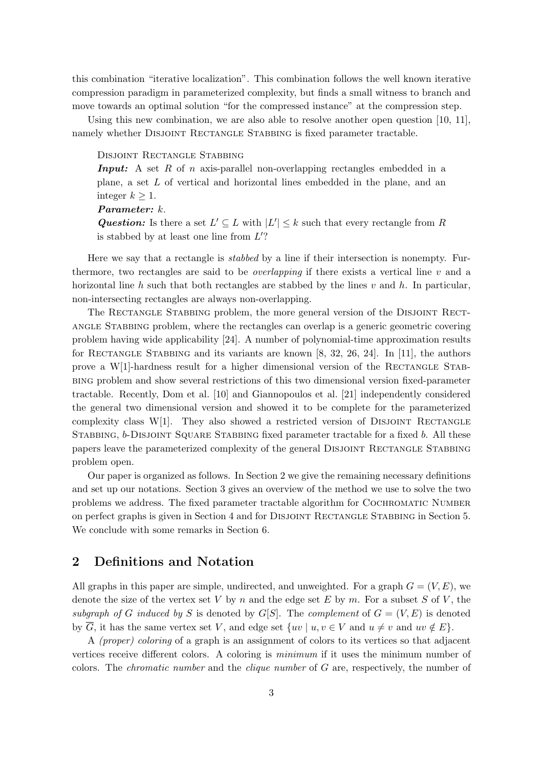this combination "iterative localization". This combination follows the well known iterative compression paradigm in parameterized complexity, but finds a small witness to branch and move towards an optimal solution "for the compressed instance" at the compression step.

Using this new combination, we are also able to resolve another open question [10, 11], namely whether Disjoint Rectangle Stabbing is fixed parameter tractable.

> Disjoint Rectangle Stabbing
> ***Input:*** A set $R$ of $n$ axis-parallel non-overlapping rectangles embedded in a plane, a set $L$ of vertical and horizontal lines embedded in the plane, and an integer $k \geq 1$.
> ***Parameter:*** $k$.
> ***Question:*** Is there a set $L' \subseteq L$ with $|L'| \leq k$ such that every rectangle from $R$ is stabbed by at least one line from $L'$?

Here we say that a rectangle is *stabbed* by a line if their intersection is nonempty. Furthermore, two rectangles are said to be *overlapping* if there exists a vertical line $v$ and a horizontal line $h$ such that both rectangles are stabbed by the lines $v$ and $h$. In particular, non-intersecting rectangles are always non-overlapping.

The Rectangle Stabbing problem, the more general version of the Disjoint Rectangle Stabbing problem, where the rectangles can overlap is a generic geometric covering problem having wide applicability [24]. A number of polynomial-time approximation results for Rectangle Stabbing and its variants are known [8, 32, 26, 24]. In [11], the authors prove a W[1]-hardness result for a higher dimensional version of the Rectangle Stabbing problem and show several restrictions of this two dimensional version fixed-parameter tractable. Recently, Dom et al. [10] and Giannopoulos et al. [21] independently considered the general two dimensional version and showed it to be complete for the parameterized complexity class W[1]. They also showed a restricted version of Disjoint Rectangle Stabbing, $b$-Disjoint Square Stabbing fixed parameter tractable for a fixed $b$. All these papers leave the parameterized complexity of the general Disjoint Rectangle Stabbing problem open.

Our paper is organized as follows. In Section 2 we give the remaining necessary definitions and set up our notations. Section 3 gives an overview of the method we use to solve the two problems we address. The fixed parameter tractable algorithm for Cochromatic Number on perfect graphs is given in Section 4 and for Disjoint Rectangle Stabbing in Section 5. We conclude with some remarks in Section 6.

## 2 Definitions and Notation

All graphs in this paper are simple, undirected, and unweighted. For a graph $G = (V, E)$, we denote the size of the vertex set $V$ by $n$ and the edge set $E$ by $m$. For a subset $S$ of $V$, the *subgraph of $G$ induced by $S$* is denoted by $G[S]$. The *complement* of $G = (V, E)$ is denoted by $\overline{G}$, it has the same vertex set $V$, and edge set $\{uv \mid u, v \in V \text{ and } u \neq v \text{ and } uv \notin E\}$.

A *(proper) coloring* of a graph is an assignment of colors to its vertices so that adjacent vertices receive different colors. A coloring is *minimum* if it uses the minimum number of colors. The *chromatic number* and the *clique number* of $G$ are, respectively, the number of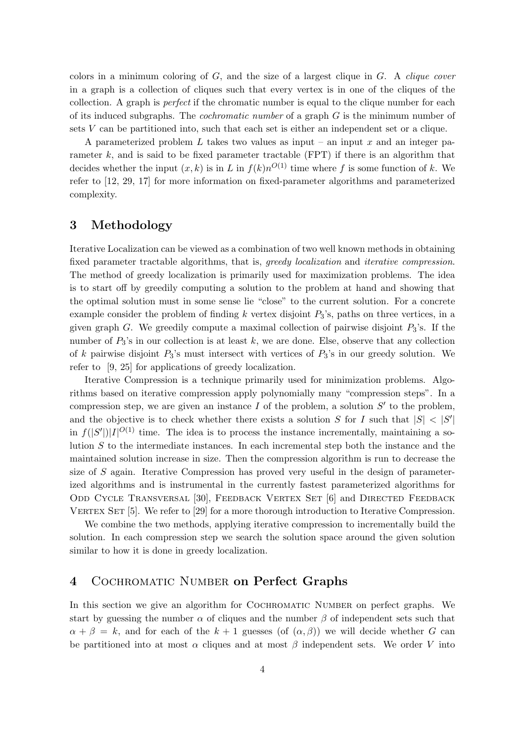colors in a minimum coloring of $G$, and the size of a largest clique in $G$. A *clique cover* in a graph is a collection of cliques such that every vertex is in one of the cliques of the collection. A graph is *perfect* if the chromatic number is equal to the clique number for each of its induced subgraphs. The *cochromatic number* of a graph $G$ is the minimum number of sets $V$ can be partitioned into, such that each set is either an independent set or a clique.

A parameterized problem $L$ takes two values as input – an input $x$ and an integer parameter $k$, and is said to be fixed parameter tractable (FPT) if there is an algorithm that decides whether the input $(x, k)$ is in $L$ in $f(k)n^{O(1)}$ time where $f$ is some function of $k$. We refer to [12, 29, 17] for more information on fixed-parameter algorithms and parameterized complexity.

## 3 Methodology

Iterative Localization can be viewed as a combination of two well known methods in obtaining fixed parameter tractable algorithms, that is, *greedy localization* and *iterative compression*. The method of greedy localization is primarily used for maximization problems. The idea is to start off by greedily computing a solution to the problem at hand and showing that the optimal solution must in some sense lie "close" to the current solution. For a concrete example consider the problem of finding $k$ vertex disjoint $P_3$'s, paths on three vertices, in a given graph $G$. We greedily compute a maximal collection of pairwise disjoint $P_3$'s. If the number of $P_3$'s in our collection is at least $k$, we are done. Else, observe that any collection of $k$ pairwise disjoint $P_3$'s must intersect with vertices of $P_3$'s in our greedy solution. We refer to [9, 25] for applications of greedy localization.

Iterative Compression is a technique primarily used for minimization problems. Algorithms based on iterative compression apply polynomially many "compression steps". In a compression step, we are given an instance $I$ of the problem, a solution $S'$ to the problem, and the objective is to check whether there exists a solution $S$ for $I$ such that $|S| < |S'|$ in $f(|S'|)|I|^{O(1)}$ time. The idea is to process the instance incrementally, maintaining a solution $S$ to the intermediate instances. In each incremental step both the instance and the maintained solution increase in size. Then the compression algorithm is run to decrease the size of $S$ again. Iterative Compression has proved very useful in the design of parameterized algorithms and is instrumental in the currently fastest parameterized algorithms for Odd Cycle Transversal [30], Feedback Vertex Set [6] and Directed Feedback Vertex Set [5]. We refer to [29] for a more thorough introduction to Iterative Compression.

We combine the two methods, applying iterative compression to incrementally build the solution. In each compression step we search the solution space around the given solution similar to how it is done in greedy localization.

## 4 Cochromatic Number on Perfect Graphs

In this section we give an algorithm for Cochromatic Number on perfect graphs. We start by guessing the number $\alpha$ of cliques and the number $\beta$ of independent sets such that $\alpha + \beta = k$, and for each of the $k + 1$ guesses (of $(\alpha, \beta)$) we will decide whether $G$ can be partitioned into at most $\alpha$ cliques and at most $\beta$ independent sets. We order $V$ into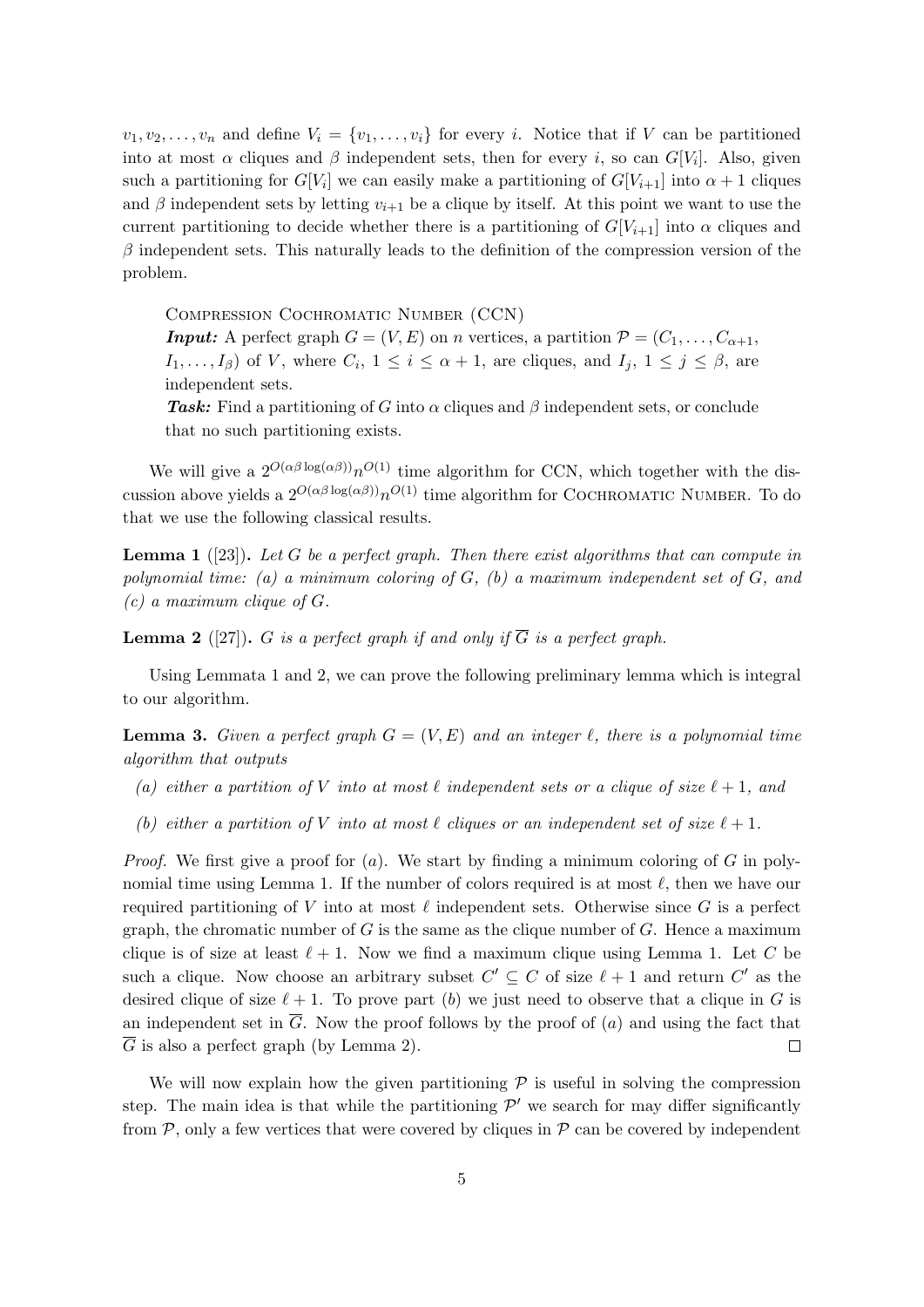$v_1, v_2, \ldots, v_n$ and define $V_i = \{v_1, \ldots, v_i\}$ for every $i$. Notice that if $V$ can be partitioned into at most $\alpha$ cliques and $\beta$ independent sets, then for every $i$, so can $G[V_i]$. Also, given such a partitioning for $G[V_i]$ we can easily make a partitioning of $G[V_{i+1}]$ into $\alpha + 1$ cliques and $\beta$ independent sets by letting $v_{i+1}$ be a clique by itself. At this point we want to use the current partitioning to decide whether there is a partitioning of $G[V_{i+1}]$ into $\alpha$ cliques and $\beta$ independent sets. This naturally leads to the definition of the compression version of the problem.

> Compression Cochromatic Number (CCN)
>
> ***Input:*** A perfect graph $G = (V, E)$ on $n$ vertices, a partition $\mathcal{P} = (C_1, \ldots, C_{\alpha+1}, I_1, \ldots, I_\beta)$ of $V$, where $C_i$, $1 \le i \le \alpha + 1$, are cliques, and $I_j$, $1 \le j \le \beta$, are independent sets.
>
> ***Task:*** Find a partitioning of $G$ into $\alpha$ cliques and $\beta$ independent sets, or conclude that no such partitioning exists.

We will give a $2^{O(\alpha\beta \log(\alpha\beta))} n^{O(1)}$ time algorithm for CCN, which together with the discussion above yields a $2^{O(\alpha\beta \log(\alpha\beta))} n^{O(1)}$ time algorithm for Cochromatic Number. To do that we use the following classical results.

**Lemma 1** ([23]). *Let $G$ be a perfect graph. Then there exist algorithms that can compute in polynomial time: (a) a minimum coloring of $G$, (b) a maximum independent set of $G$, and (c) a maximum clique of $G$.*

**Lemma 2** ([27]). *$G$ is a perfect graph if and only if $\overline{G}$ is a perfect graph.*

Using Lemmata 1 and 2, we can prove the following preliminary lemma which is integral to our algorithm.

**Lemma 3.** *Given a perfect graph $G = (V, E)$ and an integer $\ell$, there is a polynomial time algorithm that outputs*

*(a) either a partition of $V$ into at most $\ell$ independent sets or a clique of size $\ell + 1$, and*

*(b) either a partition of $V$ into at most $\ell$ cliques or an independent set of size $\ell + 1$.*

*Proof.* We first give a proof for $(a)$. We start by finding a minimum coloring of $G$ in polynomial time using Lemma 1. If the number of colors required is at most $\ell$, then we have our required partitioning of $V$ into at most $\ell$ independent sets. Otherwise since $G$ is a perfect graph, the chromatic number of $G$ is the same as the clique number of $G$. Hence a maximum clique is of size at least $\ell + 1$. Now we find a maximum clique using Lemma 1. Let $C$ be such a clique. Now choose an arbitrary subset $C' \subseteq C$ of size $\ell + 1$ and return $C'$ as the desired clique of size $\ell + 1$. To prove part $(b)$ we just need to observe that a clique in $G$ is an independent set in $\overline{G}$. Now the proof follows by the proof of $(a)$ and using the fact that $\overline{G}$ is also a perfect graph (by Lemma 2). $\square$

We will now explain how the given partitioning $\mathcal{P}$ is useful in solving the compression step. The main idea is that while the partitioning $\mathcal{P}'$ we search for may differ significantly from $\mathcal{P}$, only a few vertices that were covered by cliques in $\mathcal{P}$ can be covered by independent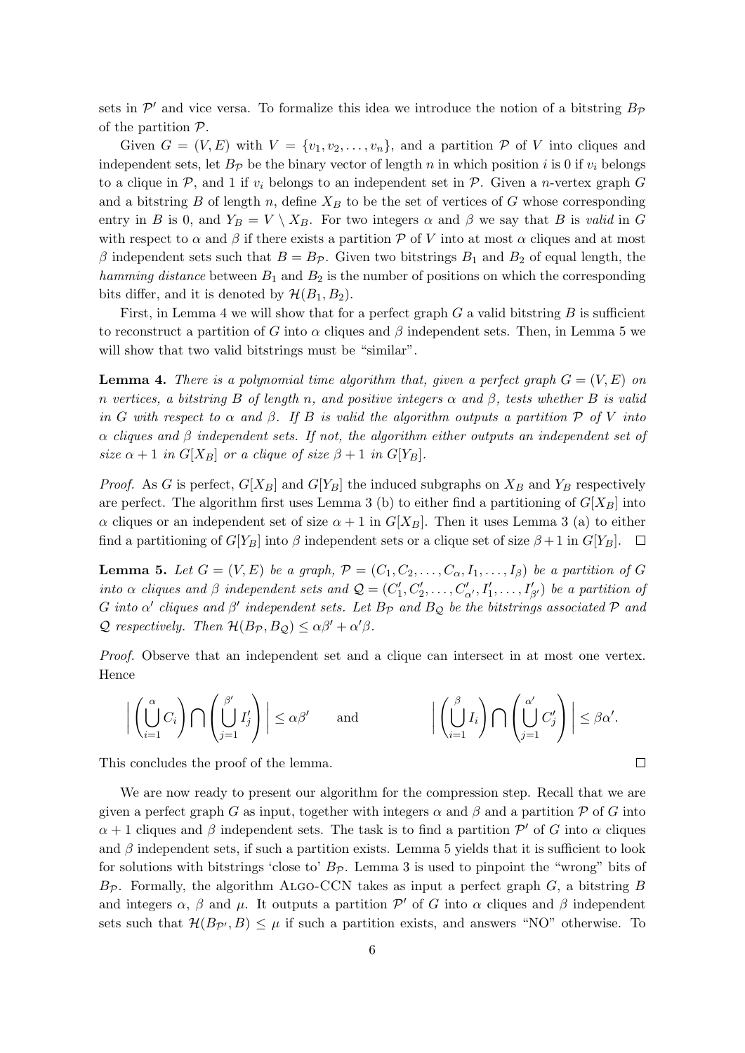sets in $\mathcal{P}'$ and vice versa. To formalize this idea we introduce the notion of a bitstring $B_{\mathcal{P}}$ of the partition $\mathcal{P}$.

Given $G = (V, E)$ with $V = \{v_1, v_2, \ldots, v_n\}$, and a partition $\mathcal{P}$ of $V$ into cliques and independent sets, let $B_{\mathcal{P}}$ be the binary vector of length $n$ in which position $i$ is 0 if $v_i$ belongs to a clique in $\mathcal{P}$, and 1 if $v_i$ belongs to an independent set in $\mathcal{P}$. Given a $n$-vertex graph $G$ and a bitstring $B$ of length $n$, define $X_B$ to be the set of vertices of $G$ whose corresponding entry in $B$ is 0, and $Y_B = V \setminus X_B$. For two integers $\alpha$ and $\beta$ we say that $B$ is *valid* in $G$ with respect to $\alpha$ and $\beta$ if there exists a partition $\mathcal{P}$ of $V$ into at most $\alpha$ cliques and at most $\beta$ independent sets such that $B = B_{\mathcal{P}}$. Given two bitstrings $B_1$ and $B_2$ of equal length, the *hamming distance* between $B_1$ and $B_2$ is the number of positions on which the corresponding bits differ, and it is denoted by $\mathcal{H}(B_1, B_2)$.

First, in Lemma 4 we will show that for a perfect graph $G$ a valid bitstring $B$ is sufficient to reconstruct a partition of $G$ into $\alpha$ cliques and $\beta$ independent sets. Then, in Lemma 5 we will show that two valid bitstrings must be "similar".

**Lemma 4.** *There is a polynomial time algorithm that, given a perfect graph $G = (V, E)$ on $n$ vertices, a bitstring $B$ of length $n$, and positive integers $\alpha$ and $\beta$, tests whether $B$ is valid in $G$ with respect to $\alpha$ and $\beta$. If $B$ is valid the algorithm outputs a partition $\mathcal{P}$ of $V$ into $\alpha$ cliques and $\beta$ independent sets. If not, the algorithm either outputs an independent set of size $\alpha + 1$ in $G[X_B]$ or a clique of size $\beta + 1$ in $G[Y_B]$.*

*Proof.* As $G$ is perfect, $G[X_B]$ and $G[Y_B]$ the induced subgraphs on $X_B$ and $Y_B$ respectively are perfect. The algorithm first uses Lemma 3 (b) to either find a partitioning of $G[X_B]$ into $\alpha$ cliques or an independent set of size $\alpha + 1$ in $G[X_B]$. Then it uses Lemma 3 (a) to either find a partitioning of $G[Y_B]$ into $\beta$ independent sets or a clique set of size $\beta + 1$ in $G[Y_B]$. $\square$

**Lemma 5.** *Let $G = (V, E)$ be a graph, $\mathcal{P} = (C_1, C_2, \ldots, C_\alpha, I_1, \ldots, I_\beta)$ be a partition of $G$ into $\alpha$ cliques and $\beta$ independent sets and $\mathcal{Q} = (C'_1, C'_2, \ldots, C'_{\alpha'}, I'_1, \ldots, I'_{\beta'})$ be a partition of $G$ into $\alpha'$ cliques and $\beta'$ independent sets. Let $B_{\mathcal{P}}$ and $B_{\mathcal{Q}}$ be the bitstrings associated $\mathcal{P}$ and $\mathcal{Q}$ respectively. Then $\mathcal{H}(B_{\mathcal{P}}, B_{\mathcal{Q}}) \leq \alpha\beta' + \alpha'\beta$.*

*Proof.* Observe that an independent set and a clique can intersect in at most one vertex. Hence

$$\Big| \left( \bigcup_{i=1}^{\alpha} C_i \right) \bigcap \left( \bigcup_{j=1}^{\beta'} I'_j \right) \Big| \leq \alpha\beta' \qquad \text{and} \qquad \Big| \left( \bigcup_{i=1}^{\beta} I_i \right) \bigcap \left( \bigcup_{j=1}^{\alpha'} C'_j \right) \Big| \leq \beta\alpha'.$$

This concludes the proof of the lemma. $\square$

We are now ready to present our algorithm for the compression step. Recall that we are given a perfect graph $G$ as input, together with integers $\alpha$ and $\beta$ and a partition $\mathcal{P}$ of $G$ into $\alpha + 1$ cliques and $\beta$ independent sets. The task is to find a partition $\mathcal{P}'$ of $G$ into $\alpha$ cliques and $\beta$ independent sets, if such a partition exists. Lemma 5 yields that it is sufficient to look for solutions with bitstrings 'close to' $B_{\mathcal{P}}$. Lemma 3 is used to pinpoint the "wrong" bits of $B_{\mathcal{P}}$. Formally, the algorithm Algo-CCN takes as input a perfect graph $G$, a bitstring $B$ and integers $\alpha$, $\beta$ and $\mu$. It outputs a partition $\mathcal{P}'$ of $G$ into $\alpha$ cliques and $\beta$ independent sets such that $\mathcal{H}(B_{\mathcal{P}'}, B) \leq \mu$ if such a partition exists, and answers "NO" otherwise. To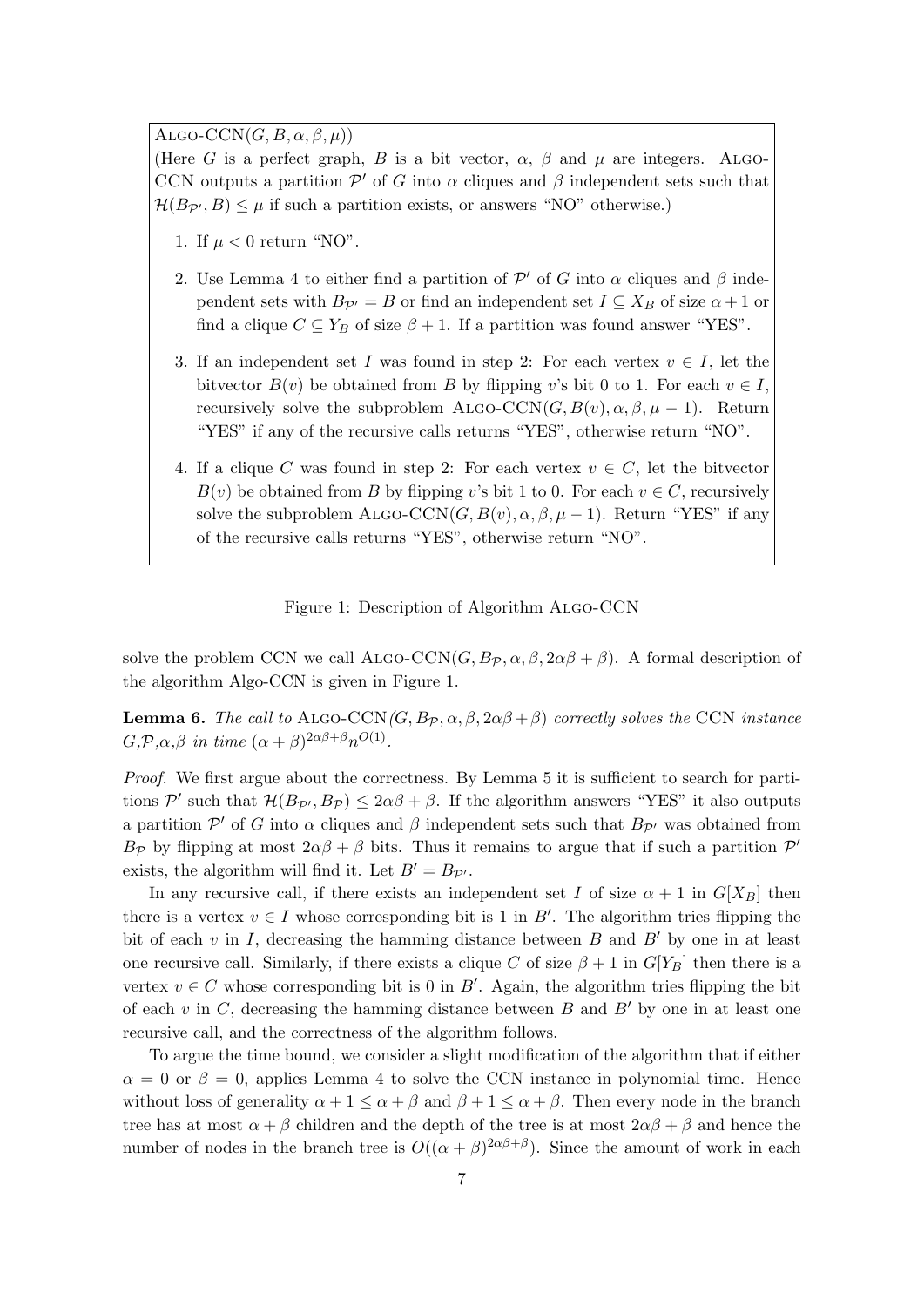ALGO-CCN$(G, B, \alpha, \beta, \mu)$)

(Here $G$ is a perfect graph, $B$ is a bit vector, $\alpha$, $\beta$ and $\mu$ are integers. ALGO-CCN outputs a partition $\mathcal{P}'$ of $G$ into $\alpha$ cliques and $\beta$ independent sets such that $\mathcal{H}(B_{\mathcal{P}'}, B) \leq \mu$ if such a partition exists, or answers "NO" otherwise.)

1. If $\mu < 0$ return "NO".
2. Use Lemma 4 to either find a partition of $\mathcal{P}'$ of $G$ into $\alpha$ cliques and $\beta$ independent sets with $B_{\mathcal{P}'} = B$ or find an independent set $I \subseteq X_B$ of size $\alpha + 1$ or find a clique $C \subseteq Y_B$ of size $\beta + 1$. If a partition was found answer "YES".
3. If an independent set $I$ was found in step 2: For each vertex $v \in I$, let the bitvector $B(v)$ be obtained from $B$ by flipping $v$'s bit 0 to 1. For each $v \in I$, recursively solve the subproblem ALGO-CCN$(G, B(v), \alpha, \beta, \mu - 1)$. Return "YES" if any of the recursive calls returns "YES", otherwise return "NO".
4. If a clique $C$ was found in step 2: For each vertex $v \in C$, let the bitvector $B(v)$ be obtained from $B$ by flipping $v$'s bit 1 to 0. For each $v \in C$, recursively solve the subproblem ALGO-CCN$(G, B(v), \alpha, \beta, \mu - 1)$. Return "YES" if any of the recursive calls returns "YES", otherwise return "NO".

Figure 1: Description of Algorithm ALGO-CCN

solve the problem CCN we call ALGO-CCN$(G, B_{\mathcal{P}}, \alpha, \beta, 2\alpha\beta + \beta)$. A formal description of the algorithm Algo-CCN is given in Figure 1.

**Lemma 6.** *The call to* ALGO-CCN*$(G, B_{\mathcal{P}}, \alpha, \beta, 2\alpha\beta + \beta)$ correctly solves the* CCN *instance $G$,$\mathcal{P}$,$\alpha$,$\beta$ in time $(\alpha + \beta)^{2\alpha\beta+\beta} n^{O(1)}$.*

*Proof.* We first argue about the correctness. By Lemma 5 it is sufficient to search for partitions $\mathcal{P}'$ such that $\mathcal{H}(B_{\mathcal{P}'}, B_{\mathcal{P}}) \leq 2\alpha\beta + \beta$. If the algorithm answers "YES" it also outputs a partition $\mathcal{P}'$ of $G$ into $\alpha$ cliques and $\beta$ independent sets such that $B_{\mathcal{P}'}$ was obtained from $B_{\mathcal{P}}$ by flipping at most $2\alpha\beta + \beta$ bits. Thus it remains to argue that if such a partition $\mathcal{P}'$ exists, the algorithm will find it. Let $B' = B_{\mathcal{P}'}$.

In any recursive call, if there exists an independent set $I$ of size $\alpha + 1$ in $G[X_B]$ then there is a vertex $v \in I$ whose corresponding bit is 1 in $B'$. The algorithm tries flipping the bit of each $v$ in $I$, decreasing the hamming distance between $B$ and $B'$ by one in at least one recursive call. Similarly, if there exists a clique $C$ of size $\beta + 1$ in $G[Y_B]$ then there is a vertex $v \in C$ whose corresponding bit is 0 in $B'$. Again, the algorithm tries flipping the bit of each $v$ in $C$, decreasing the hamming distance between $B$ and $B'$ by one in at least one recursive call, and the correctness of the algorithm follows.

To argue the time bound, we consider a slight modification of the algorithm that if either $\alpha = 0$ or $\beta = 0$, applies Lemma 4 to solve the CCN instance in polynomial time. Hence without loss of generality $\alpha + 1 \leq \alpha + \beta$ and $\beta + 1 \leq \alpha + \beta$. Then every node in the branch tree has at most $\alpha + \beta$ children and the depth of the tree is at most $2\alpha\beta + \beta$ and hence the number of nodes in the branch tree is $O((\alpha + \beta)^{2\alpha\beta+\beta})$. Since the amount of work in each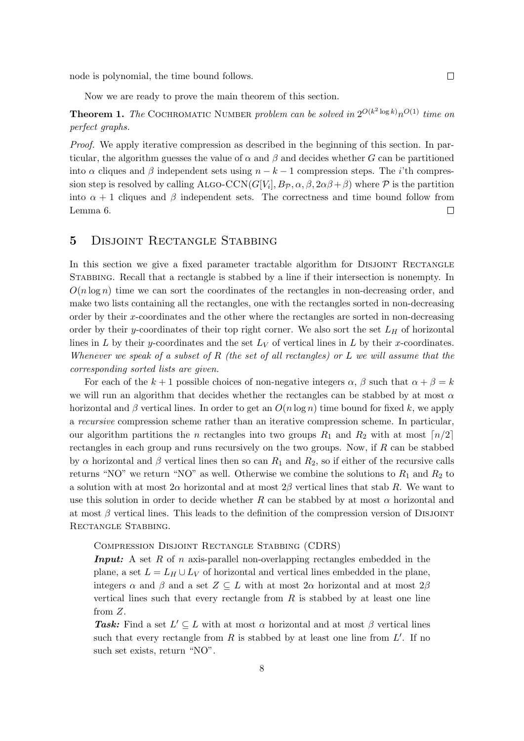node is polynomial, the time bound follows. ☐

Now we are ready to prove the main theorem of this section.

**Theorem 1.** *The* Cochromatic Number *problem can be solved in* $2^{O(k^2 \log k)} n^{O(1)}$ *time on perfect graphs.*

*Proof.* We apply iterative compression as described in the beginning of this section. In particular, the algorithm guesses the value of $\alpha$ and $\beta$ and decides whether $G$ can be partitioned into $\alpha$ cliques and $\beta$ independent sets using $n - k - 1$ compression steps. The $i$'th compression step is resolved by calling Algo-CCN$(G[V_i], B_{\mathcal{P}}, \alpha, \beta, 2\alpha\beta + \beta)$ where $\mathcal{P}$ is the partition into $\alpha + 1$ cliques and $\beta$ independent sets. The correctness and time bound follow from Lemma 6. ☐

## 5 Disjoint Rectangle Stabbing

In this section we give a fixed parameter tractable algorithm for Disjoint Rectangle Stabbing. Recall that a rectangle is stabbed by a line if their intersection is nonempty. In $O(n \log n)$ time we can sort the coordinates of the rectangles in non-decreasing order, and make two lists containing all the rectangles, one with the rectangles sorted in non-decreasing order by their $x$-coordinates and the other where the rectangles are sorted in non-decreasing order by their $y$-coordinates of their top right corner. We also sort the set $L_H$ of horizontal lines in $L$ by their $y$-coordinates and the set $L_V$ of vertical lines in $L$ by their $x$-coordinates. *Whenever we speak of a subset of $R$ (the set of all rectangles) or $L$ we will assume that the corresponding sorted lists are given.*

For each of the $k + 1$ possible choices of non-negative integers $\alpha$, $\beta$ such that $\alpha + \beta = k$ we will run an algorithm that decides whether the rectangles can be stabbed by at most $\alpha$ horizontal and $\beta$ vertical lines. In order to get an $O(n \log n)$ time bound for fixed $k$, we apply a *recursive* compression scheme rather than an iterative compression scheme. In particular, our algorithm partitions the $n$ rectangles into two groups $R_1$ and $R_2$ with at most $\lceil n/2 \rceil$ rectangles in each group and runs recursively on the two groups. Now, if $R$ can be stabbed by $\alpha$ horizontal and $\beta$ vertical lines then so can $R_1$ and $R_2$, so if either of the recursive calls returns "NO" we return "NO" as well. Otherwise we combine the solutions to $R_1$ and $R_2$ to a solution with at most $2\alpha$ horizontal and at most $2\beta$ vertical lines that stab $R$. We want to use this solution in order to decide whether $R$ can be stabbed by at most $\alpha$ horizontal and at most $\beta$ vertical lines. This leads to the definition of the compression version of Disjoint Rectangle Stabbing.

Compression Disjoint Rectangle Stabbing (CDRS)

***Input:*** A set $R$ of $n$ axis-parallel non-overlapping rectangles embedded in the plane, a set $L = L_H \cup L_V$ of horizontal and vertical lines embedded in the plane, integers $\alpha$ and $\beta$ and a set $Z \subseteq L$ with at most $2\alpha$ horizontal and at most $2\beta$ vertical lines such that every rectangle from $R$ is stabbed by at least one line from $Z$.

***Task:*** Find a set $L' \subseteq L$ with at most $\alpha$ horizontal and at most $\beta$ vertical lines such that every rectangle from $R$ is stabbed by at least one line from $L'$. If no such set exists, return "NO".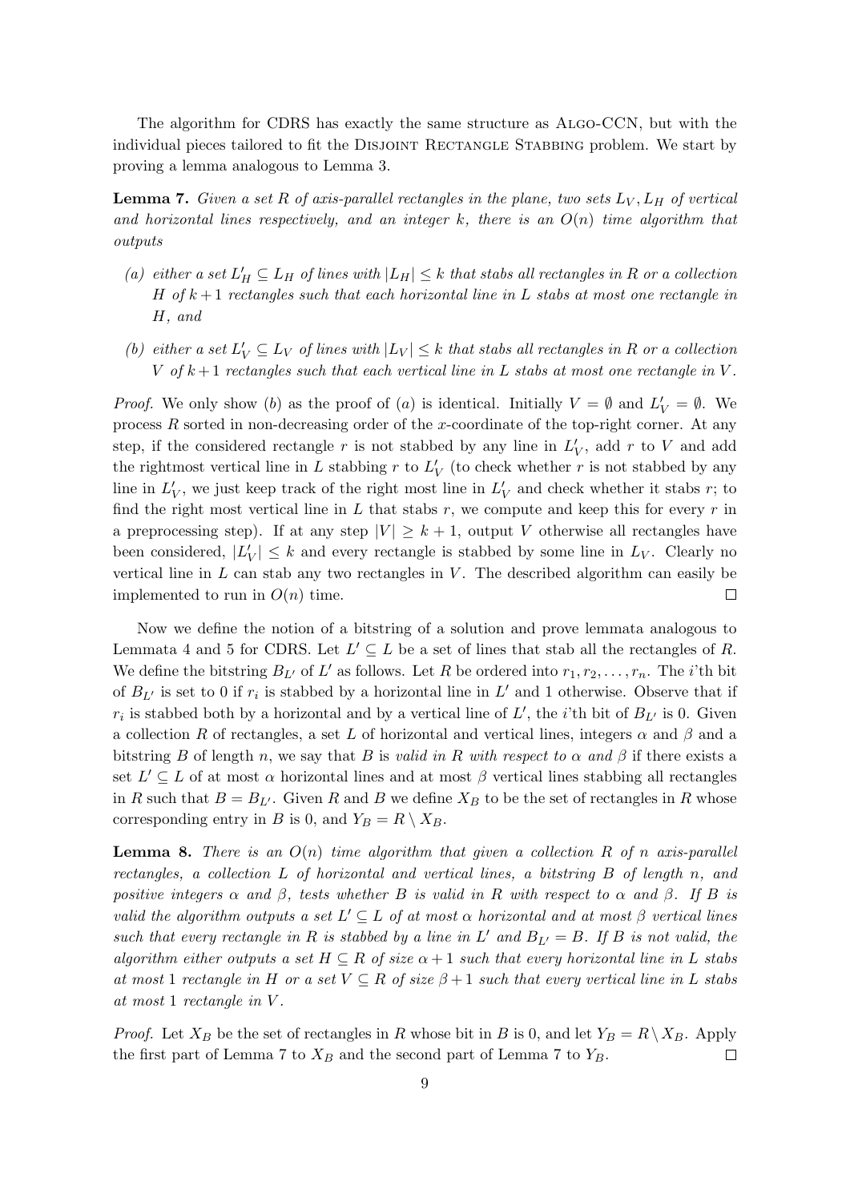The algorithm for CDRS has exactly the same structure as Algo-CCN, but with the individual pieces tailored to fit the Disjoint Rectangle Stabbing problem. We start by proving a lemma analogous to Lemma 3.

**Lemma 7.** *Given a set $R$ of axis-parallel rectangles in the plane, two sets $L_V, L_H$ of vertical and horizontal lines respectively, and an integer $k$, there is an $O(n)$ time algorithm that outputs*

- *(a) either a set $L'_H \subseteq L_H$ of lines with $|L_H| \leq k$ that stabs all rectangles in $R$ or a collection $H$ of $k+1$ rectangles such that each horizontal line in $L$ stabs at most one rectangle in $H$, and*
- *(b) either a set $L'_V \subseteq L_V$ of lines with $|L_V| \leq k$ that stabs all rectangles in $R$ or a collection $V$ of $k+1$ rectangles such that each vertical line in $L$ stabs at most one rectangle in $V$.*

*Proof.* We only show $(b)$ as the proof of $(a)$ is identical. Initially $V = \emptyset$ and $L'_V = \emptyset$. We process $R$ sorted in non-decreasing order of the $x$-coordinate of the top-right corner. At any step, if the considered rectangle $r$ is not stabbed by any line in $L'_V$, add $r$ to $V$ and add the rightmost vertical line in $L$ stabbing $r$ to $L'_V$ (to check whether $r$ is not stabbed by any line in $L'_V$, we just keep track of the right most line in $L'_V$ and check whether it stabs $r$; to find the right most vertical line in $L$ that stabs $r$, we compute and keep this for every $r$ in a preprocessing step). If at any step $|V| \geq k+1$, output $V$ otherwise all rectangles have been considered, $|L'_V| \leq k$ and every rectangle is stabbed by some line in $L_V$. Clearly no vertical line in $L$ can stab any two rectangles in $V$. The described algorithm can easily be implemented to run in $O(n)$ time. $\square$

Now we define the notion of a bitstring of a solution and prove lemmata analogous to Lemmata 4 and 5 for CDRS. Let $L' \subseteq L$ be a set of lines that stab all the rectangles of $R$. We define the bitstring $B_{L'}$ of $L'$ as follows. Let $R$ be ordered into $r_1, r_2, \ldots, r_n$. The $i$'th bit of $B_{L'}$ is set to 0 if $r_i$ is stabbed by a horizontal line in $L'$ and 1 otherwise. Observe that if $r_i$ is stabbed both by a horizontal and by a vertical line of $L'$, the $i$'th bit of $B_{L'}$ is 0. Given a collection $R$ of rectangles, a set $L$ of horizontal and vertical lines, integers $\alpha$ and $\beta$ and a bitstring $B$ of length $n$, we say that $B$ is *valid in $R$ with respect to $\alpha$ and $\beta$* if there exists a set $L' \subseteq L$ of at most $\alpha$ horizontal lines and at most $\beta$ vertical lines stabbing all rectangles in $R$ such that $B = B_{L'}$. Given $R$ and $B$ we define $X_B$ to be the set of rectangles in $R$ whose corresponding entry in $B$ is 0, and $Y_B = R \setminus X_B$.

**Lemma 8.** *There is an $O(n)$ time algorithm that given a collection $R$ of $n$ axis-parallel rectangles, a collection $L$ of horizontal and vertical lines, a bitstring $B$ of length $n$, and positive integers $\alpha$ and $\beta$, tests whether $B$ is valid in $R$ with respect to $\alpha$ and $\beta$. If $B$ is valid the algorithm outputs a set $L' \subseteq L$ of at most $\alpha$ horizontal and at most $\beta$ vertical lines such that every rectangle in $R$ is stabbed by a line in $L'$ and $B_{L'} = B$. If $B$ is not valid, the algorithm either outputs a set $H \subseteq R$ of size $\alpha + 1$ such that every horizontal line in $L$ stabs at most 1 rectangle in $H$ or a set $V \subseteq R$ of size $\beta + 1$ such that every vertical line in $L$ stabs at most 1 rectangle in $V$.*

*Proof.* Let $X_B$ be the set of rectangles in $R$ whose bit in $B$ is 0, and let $Y_B = R \setminus X_B$. Apply the first part of Lemma 7 to $X_B$ and the second part of Lemma 7 to $Y_B$. $\square$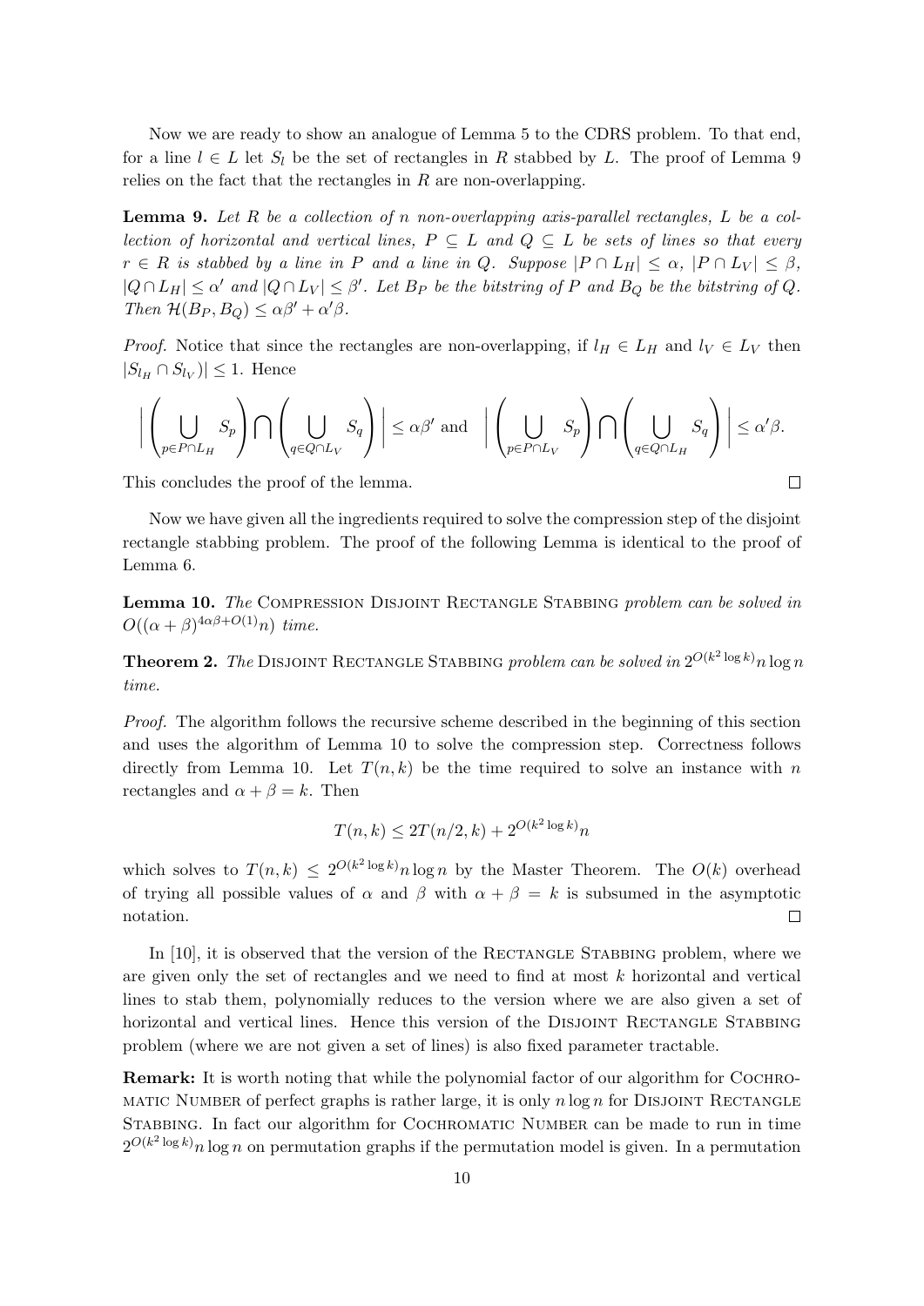Now we are ready to show an analogue of Lemma 5 to the CDRS problem. To that end, for a line $l \in L$ let $S_l$ be the set of rectangles in $R$ stabbed by $L$. The proof of Lemma 9 relies on the fact that the rectangles in $R$ are non-overlapping.

**Lemma 9.** *Let $R$ be a collection of $n$ non-overlapping axis-parallel rectangles, $L$ be a collection of horizontal and vertical lines, $P \subseteq L$ and $Q \subseteq L$ be sets of lines so that every $r \in R$ is stabbed by a line in $P$ and a line in $Q$. Suppose $|P \cap L_H| \leq \alpha$, $|P \cap L_V| \leq \beta$, $|Q \cap L_H| \leq \alpha'$ and $|Q \cap L_V| \leq \beta'$. Let $B_P$ be the bitstring of $P$ and $B_Q$ be the bitstring of $Q$. Then $\mathcal{H}(B_P, B_Q) \leq \alpha\beta' + \alpha'\beta$.*

*Proof.* Notice that since the rectangles are non-overlapping, if $l_H \in L_H$ and $l_V \in L_V$ then $|S_{l_H} \cap S_{l_V})| \leq 1$. Hence

$$\Bigg| \left( \bigcup_{p \in P \cap L_H} S_p \right) \bigcap \left( \bigcup_{q \in Q \cap L_V} S_q \right) \Bigg| \leq \alpha\beta' \text{ and } \Bigg| \left( \bigcup_{p \in P \cap L_V} S_p \right) \bigcap \left( \bigcup_{q \in Q \cap L_H} S_q \right) \Bigg| \leq \alpha'\beta.$$

This concludes the proof of the lemma. □

Now we have given all the ingredients required to solve the compression step of the disjoint rectangle stabbing problem. The proof of the following Lemma is identical to the proof of Lemma 6.

**Lemma 10.** *The* Compression Disjoint Rectangle Stabbing *problem can be solved in $O((\alpha + \beta)^{4\alpha\beta + O(1)} n)$ time.*

**Theorem 2.** *The* Disjoint Rectangle Stabbing *problem can be solved in $2^{O(k^2 \log k)} n \log n$ time.*

*Proof.* The algorithm follows the recursive scheme described in the beginning of this section and uses the algorithm of Lemma 10 to solve the compression step. Correctness follows directly from Lemma 10. Let $T(n, k)$ be the time required to solve an instance with $n$ rectangles and $\alpha + \beta = k$. Then

$$T(n, k) \leq 2T(n/2, k) + 2^{O(k^2 \log k)} n$$

which solves to $T(n, k) \leq 2^{O(k^2 \log k)} n \log n$ by the Master Theorem. The $O(k)$ overhead of trying all possible values of $\alpha$ and $\beta$ with $\alpha + \beta = k$ is subsumed in the asymptotic notation. □

In [10], it is observed that the version of the Rectangle Stabbing problem, where we are given only the set of rectangles and we need to find at most $k$ horizontal and vertical lines to stab them, polynomially reduces to the version where we are also given a set of horizontal and vertical lines. Hence this version of the Disjoint Rectangle Stabbing problem (where we are not given a set of lines) is also fixed parameter tractable.

**Remark:** It is worth noting that while the polynomial factor of our algorithm for Cochromatic Number of perfect graphs is rather large, it is only $n \log n$ for Disjoint Rectangle Stabbing. In fact our algorithm for Cochromatic Number can be made to run in time $2^{O(k^2 \log k)} n \log n$ on permutation graphs if the permutation model is given. In a permutation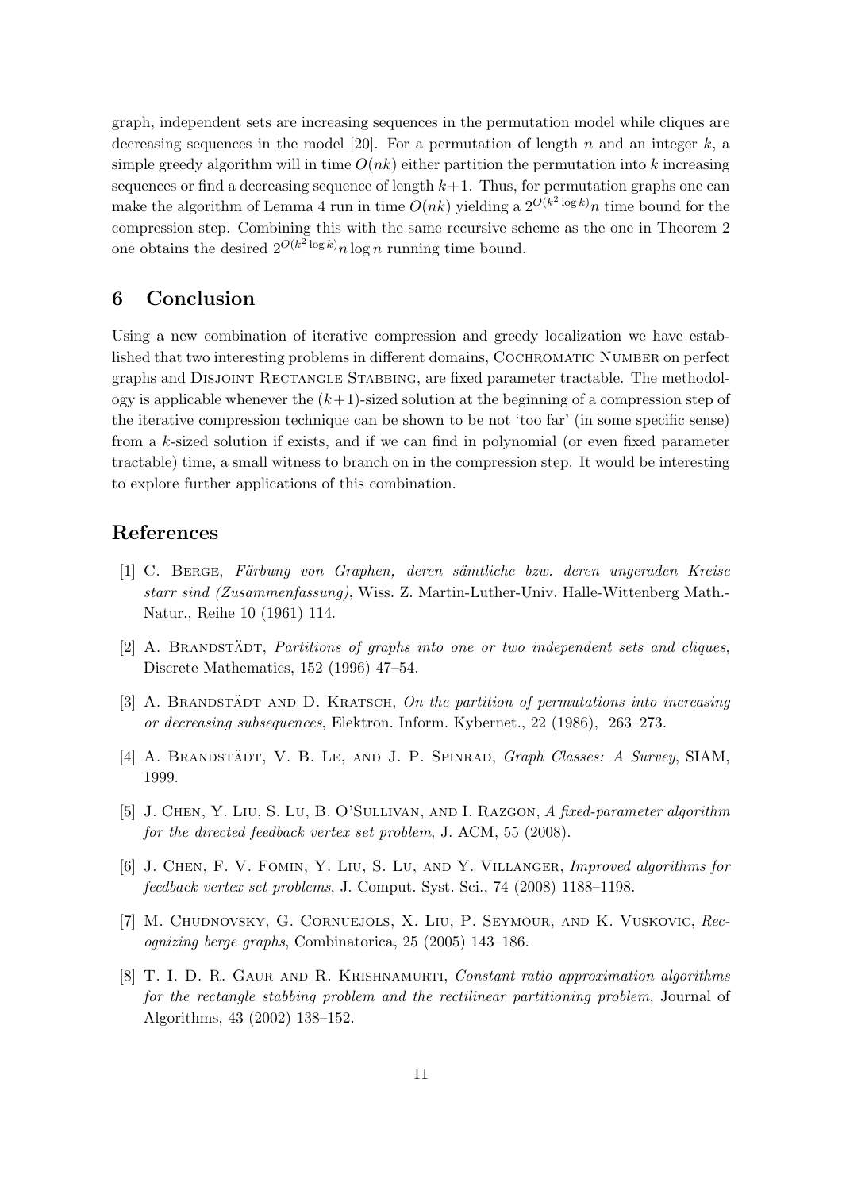graph, independent sets are increasing sequences in the permutation model while cliques are decreasing sequences in the model [20]. For a permutation of length $n$ and an integer $k$, a simple greedy algorithm will in time $O(nk)$ either partition the permutation into $k$ increasing sequences or find a decreasing sequence of length $k+1$. Thus, for permutation graphs one can make the algorithm of Lemma 4 run in time $O(nk)$ yielding a $2^{O(k^2 \log k)}n$ time bound for the compression step. Combining this with the same recursive scheme as the one in Theorem 2 one obtains the desired $2^{O(k^2 \log k)}n \log n$ running time bound.

## 6 Conclusion

Using a new combination of iterative compression and greedy localization we have established that two interesting problems in different domains, Cochromatic Number on perfect graphs and Disjoint Rectangle Stabbing, are fixed parameter tractable. The methodology is applicable whenever the $(k+1)$-sized solution at the beginning of a compression step of the iterative compression technique can be shown to be not 'too far' (in some specific sense) from a $k$-sized solution if exists, and if we can find in polynomial (or even fixed parameter tractable) time, a small witness to branch on in the compression step. It would be interesting to explore further applications of this combination.

## References

[1] C. Berge, *Färbung von Graphen, deren sämtliche bzw. deren ungeraden Kreise starr sind (Zusammenfassung)*, Wiss. Z. Martin-Luther-Univ. Halle-Wittenberg Math.-Natur., Reihe 10 (1961) 114.

[2] A. Brandstädt, *Partitions of graphs into one or two independent sets and cliques*, Discrete Mathematics, 152 (1996) 47–54.

[3] A. Brandstädt and D. Kratsch, *On the partition of permutations into increasing or decreasing subsequences*, Elektron. Inform. Kybernet., 22 (1986), 263–273.

[4] A. Brandstädt, V. B. Le, and J. P. Spinrad, *Graph Classes: A Survey*, SIAM, 1999.

[5] J. Chen, Y. Liu, S. Lu, B. O'Sullivan, and I. Razgon, *A fixed-parameter algorithm for the directed feedback vertex set problem*, J. ACM, 55 (2008).

[6] J. Chen, F. V. Fomin, Y. Liu, S. Lu, and Y. Villanger, *Improved algorithms for feedback vertex set problems*, J. Comput. Syst. Sci., 74 (2008) 1188–1198.

[7] M. Chudnovsky, G. Cornuejols, X. Liu, P. Seymour, and K. Vuskovic, *Recognizing berge graphs*, Combinatorica, 25 (2005) 143–186.

[8] T. I. D. R. Gaur and R. Krishnamurti, *Constant ratio approximation algorithms for the rectangle stabbing problem and the rectilinear partitioning problem*, Journal of Algorithms, 43 (2002) 138–152.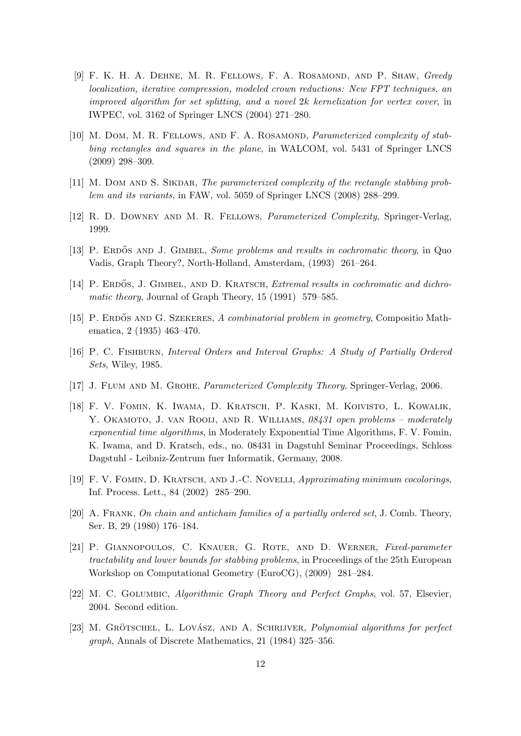[9] F. K. H. A. Dehne, M. R. Fellows, F. A. Rosamond, and P. Shaw, *Greedy localization, iterative compression, modeled crown reductions: New FPT techniques, an improved algorithm for set splitting, and a novel 2k kernelization for vertex cover*, in IWPEC, vol. 3162 of Springer LNCS (2004) 271–280.

[10] M. Dom, M. R. Fellows, and F. A. Rosamond, *Parameterized complexity of stabbing rectangles and squares in the plane*, in WALCOM, vol. 5431 of Springer LNCS (2009) 298–309.

[11] M. Dom and S. Sikdar, *The parameterized complexity of the rectangle stabbing problem and its variants*, in FAW, vol. 5059 of Springer LNCS (2008) 288–299.

[12] R. D. Downey and M. R. Fellows, *Parameterized Complexity*, Springer-Verlag, 1999.

[13] P. Erdős and J. Gimbel, *Some problems and results in cochromatic theory*, in Quo Vadis, Graph Theory?, North-Holland, Amsterdam, (1993) 261–264.

[14] P. Erdős, J. Gimbel, and D. Kratsch, *Extremal results in cochromatic and dichromatic theory*, Journal of Graph Theory, 15 (1991) 579–585.

[15] P. Erdős and G. Szekeres, *A combinatorial problem in geometry*, Compositio Mathematica, 2 (1935) 463–470.

[16] P. C. Fishburn, *Interval Orders and Interval Graphs: A Study of Partially Ordered Sets*, Wiley, 1985.

[17] J. Flum and M. Grohe, *Parameterized Complexity Theory*, Springer-Verlag, 2006.

[18] F. V. Fomin, K. Iwama, D. Kratsch, P. Kaski, M. Koivisto, L. Kowalik, Y. Okamoto, J. van Rooij, and R. Williams, *08431 open problems – moderately exponential time algorithms*, in Moderately Exponential Time Algorithms, F. V. Fomin, K. Iwama, and D. Kratsch, eds., no. 08431 in Dagstuhl Seminar Proceedings, Schloss Dagstuhl - Leibniz-Zentrum fuer Informatik, Germany, 2008.

[19] F. V. Fomin, D. Kratsch, and J.-C. Novelli, *Approximating minimum cocolorings*, Inf. Process. Lett., 84 (2002) 285–290.

[20] A. Frank, *On chain and antichain families of a partially ordered set*, J. Comb. Theory, Ser. B, 29 (1980) 176–184.

[21] P. Giannopoulos, C. Knauer, G. Rote, and D. Werner, *Fixed-parameter tractability and lower bounds for stabbing problems*, in Proceedings of the 25th European Workshop on Computational Geometry (EuroCG), (2009) 281–284.

[22] M. C. Golumbic, *Algorithmic Graph Theory and Perfect Graphs*, vol. 57, Elsevier, 2004. Second edition.

[23] M. Grötschel, L. Lovász, and A. Schrijver, *Polynomial algorithms for perfect graph*, Annals of Discrete Mathematics, 21 (1984) 325–356.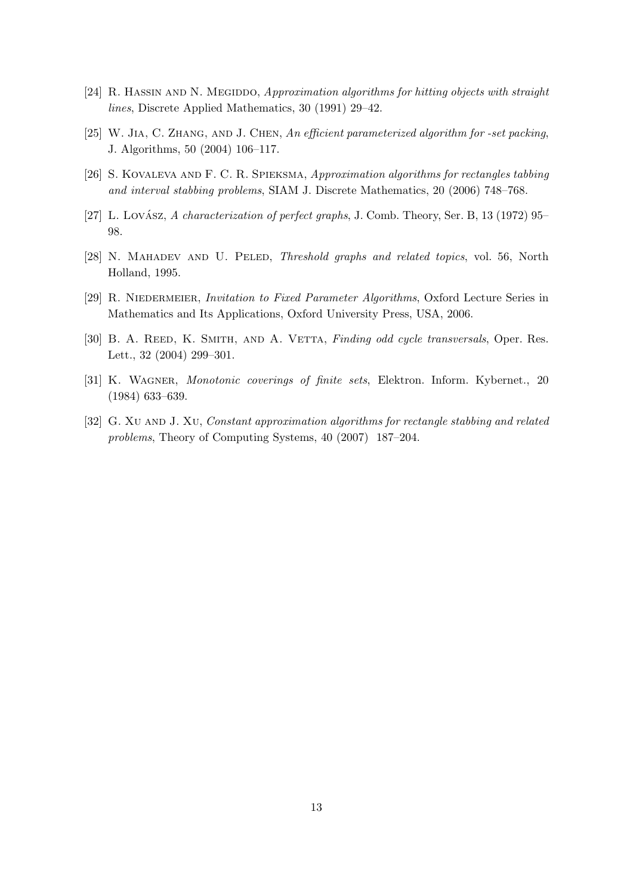[24] R. Hassin and N. Megiddo, *Approximation algorithms for hitting objects with straight lines*, Discrete Applied Mathematics, 30 (1991) 29–42.

[25] W. Jia, C. Zhang, and J. Chen, *An efficient parameterized algorithm for -set packing*, J. Algorithms, 50 (2004) 106–117.

[26] S. Kovaleva and F. C. R. Spieksma, *Approximation algorithms for rectangles tabbing and interval stabbing problems*, SIAM J. Discrete Mathematics, 20 (2006) 748–768.

[27] L. Lovász, *A characterization of perfect graphs*, J. Comb. Theory, Ser. B, 13 (1972) 95–98.

[28] N. Mahadev and U. Peled, *Threshold graphs and related topics*, vol. 56, North Holland, 1995.

[29] R. Niedermeier, *Invitation to Fixed Parameter Algorithms*, Oxford Lecture Series in Mathematics and Its Applications, Oxford University Press, USA, 2006.

[30] B. A. Reed, K. Smith, and A. Vetta, *Finding odd cycle transversals*, Oper. Res. Lett., 32 (2004) 299–301.

[31] K. Wagner, *Monotonic coverings of finite sets*, Elektron. Inform. Kybernet., 20 (1984) 633–639.

[32] G. Xu and J. Xu, *Constant approximation algorithms for rectangle stabbing and related problems*, Theory of Computing Systems, 40 (2007) 187–204.